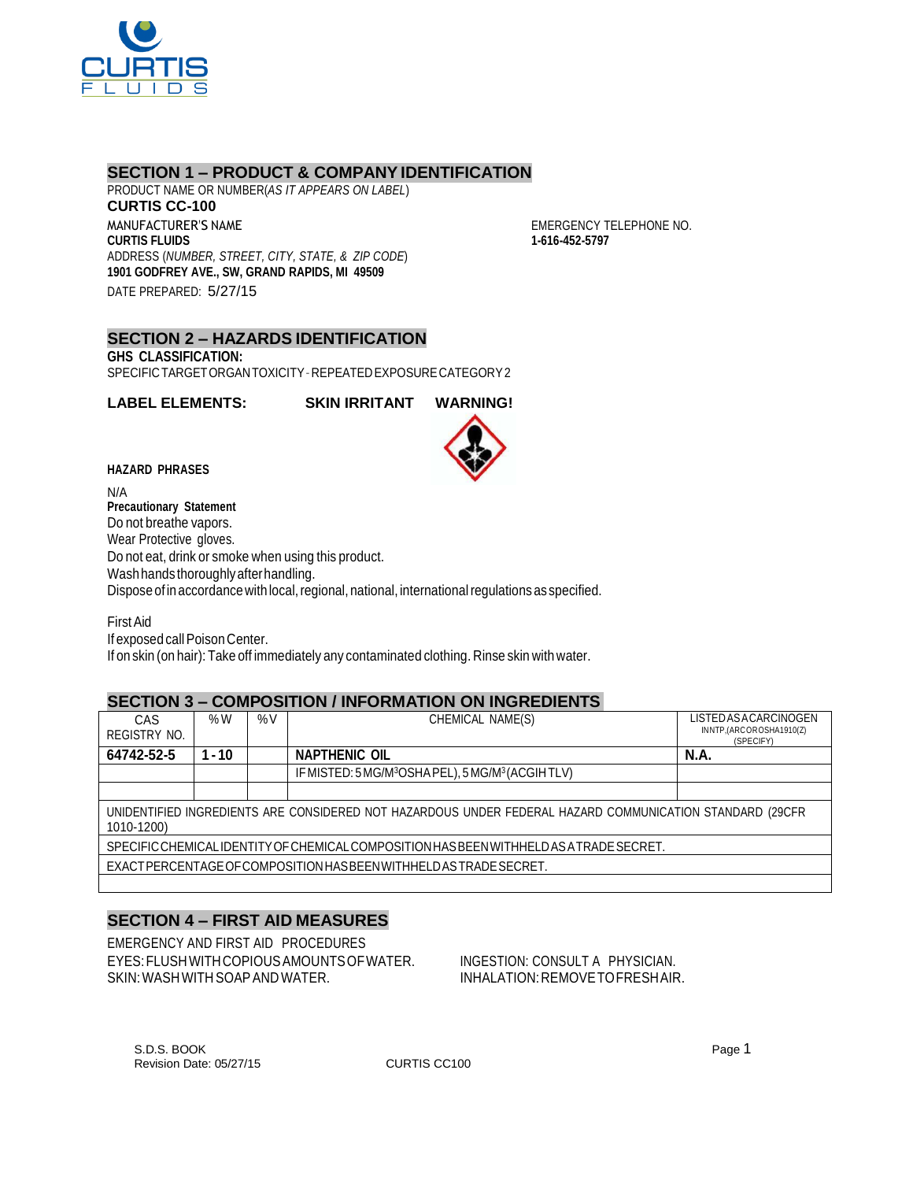## SECTION 1 – PRODUCT & COMPANY IDENTIFICATION

PRODUCT NAME OR NUMBER(*AS IT APPEARS ON LABEL*)

**CURTIS CC-100**

MANUFACTURER'S NAME

**CURTIS FLUIDS**

ADDRESS (*NUMBER, STREET, CITY, STATE, & ZIP CODE*)

**1901 GODFREY AVE., SW, GRAND RAPIDS, MI 49509**

DATE PREPARED: 5/27/15

EMERGENCY TELEPHONE NO.

**1-616-452-5797**

## SECTION 2 – HAZARDS IDENTIFICATION

**GHS CLASSIFICATION:**

SPECIFIC TARGET ORGAN TOXICITY - REPEATED EXPOSURE CATEGORY 2

**LABEL ELEMENTS:** **SKIN IRRITANT** **WARNING!**

**HAZARD PHRASES**

N/A

**Precautionary Statement**

Do not breathe vapors.
Wear Protective gloves.
Do not eat, drink or smoke when using this product.
Wash hands thoroughly after handling.
Dispose of in accordance with local, regional, national, international regulations as specified.

First Aid

If exposed call Poison Center.
If on skin (on hair): Take off immediately any contaminated clothing. Rinse skin with water.

## SECTION 3 – COMPOSITION / INFORMATION ON INGREDIENTS

| CAS REGISTRY NO. | %W | %V | CHEMICAL NAME(S) | LISTED AS A CARCINOGEN IN NTP, (ARC OR OSHA 1910(Z) (SPECIFY) |
|---|---|---|---|---|
| **64742-52-5** | **1 - 10** | | **NAPTHENIC OIL** | **N.A.** |
| | | | IF MISTED: 5 MG/M$^3$ OSHA PEL), 5 MG/M$^3$ (ACGIH TLV) | |
| | | | | |
| UNIDENTIFIED INGREDIENTS ARE CONSIDERED NOT HAZARDOUS UNDER FEDERAL HAZARD COMMUNICATION STANDARD (29CFR 1010-1200) | | | | |
| SPECIFIC CHEMICAL IDENTITY OF CHEMICAL COMPOSITION HAS BEEN WITHHELD AS A TRADE SECRET. | | | | |
| EXACT PERCENTAGE OF COMPOSITION HAS BEEN WITHHELD AS TRADE SECRET. | | | | |

## SECTION 4 – FIRST AID MEASURES

EMERGENCY AND FIRST AID PROCEDURES

EYES: FLUSH WITH COPIOUS AMOUNTS OF WATER.
SKIN: WASH WITH SOAP AND WATER.
INGESTION: CONSULT A PHYSICIAN.
INHALATION: REMOVE TO FRESH AIR.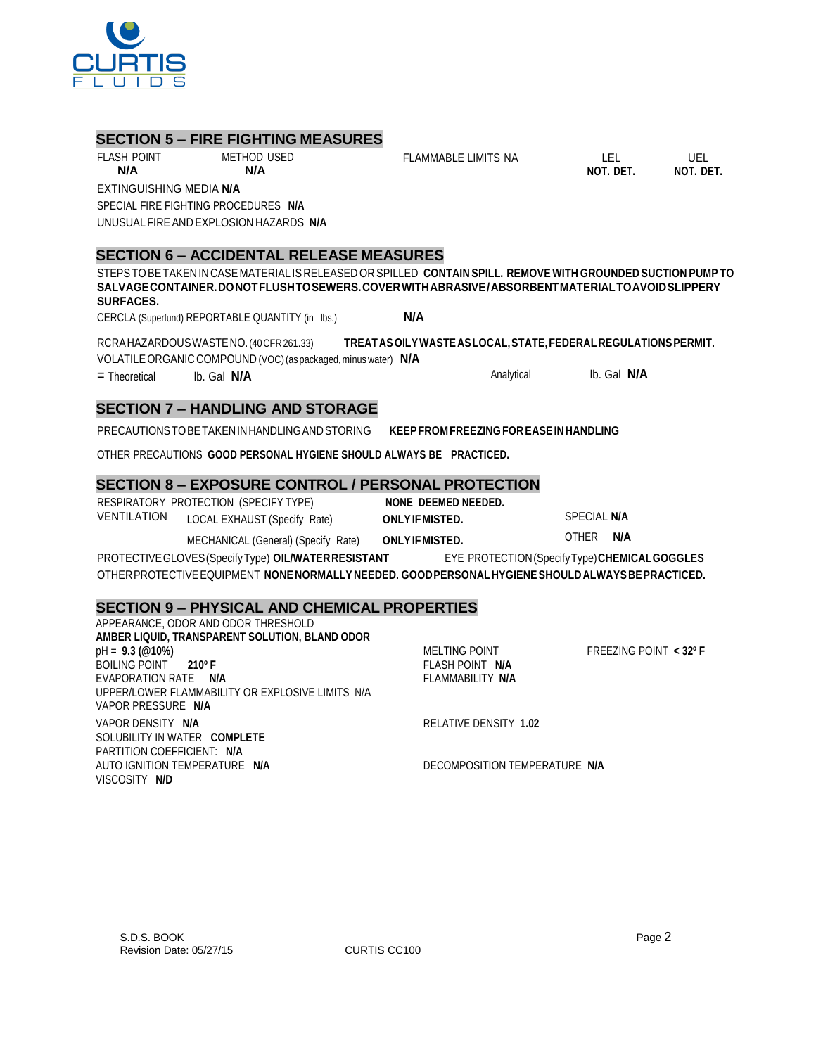## SECTION 5 – FIRE FIGHTING MEASURES

| FLASH POINT | METHOD USED | FLAMMABLE LIMITS NA | LEL | UEL |
|---|---|---|---|---|
| **N/A** | **N/A** | | **NOT. DET.** | **NOT. DET.** |

EXTINGUISHING MEDIA **N/A**

SPECIAL FIRE FIGHTING PROCEDURES **N/A**

UNUSUAL FIRE AND EXPLOSION HAZARDS **N/A**

## SECTION 6 – ACCIDENTAL RELEASE MEASURES

STEPS TO BE TAKEN IN CASE MATERIAL IS RELEASED OR SPILLED **CONTAIN SPILL. REMOVE WITH GROUNDED SUCTION PUMP TO SALVAGE CONTAINER. DO NOT FLUSH TO SEWERS. COVER WITH ABRASIVE / ABSORBENT MATERIAL TO AVOID SLIPPERY SURFACES.**

CERCLA (Superfund) REPORTABLE QUANTITY (in lbs.) **N/A**

RCRA HAZARDOUS WASTE NO. (40 CFR 261.33) **TREAT AS OILY WASTE AS LOCAL, STATE, FEDERAL REGULATIONS PERMIT.**

VOLATILE ORGANIC COMPOUND (VOC) (as packaged, minus water) **N/A**

= Theoretical lb. Gal **N/A** Analytical lb. Gal **N/A**

## SECTION 7 – HANDLING AND STORAGE

PRECAUTIONS TO BE TAKEN IN HANDLING AND STORING **KEEP FROM FREEZING FOR EASE IN HANDLING**

OTHER PRECAUTIONS **GOOD PERSONAL HYGIENE SHOULD ALWAYS BE PRACTICED.**

## SECTION 8 – EXPOSURE CONTROL / PERSONAL PROTECTION

RESPIRATORY PROTECTION (SPECIFY TYPE) **NONE DEEMED NEEDED.**

VENTILATION
- LOCAL EXHAUST (Specify Rate) **ONLY IF MISTED.** SPECIAL **N/A**
- MECHANICAL (General) (Specify Rate) **ONLY IF MISTED.** OTHER **N/A**

PROTECTIVE GLOVES (Specify Type) **OIL/WATER RESISTANT** EYE PROTECTION (Specify Type) **CHEMICAL GOGGLES**

OTHER PROTECTIVE EQUIPMENT **NONE NORMALLY NEEDED. GOOD PERSONAL HYGIENE SHOULD ALWAYS BE PRACTICED.**

## SECTION 9 – PHYSICAL AND CHEMICAL PROPERTIES

APPEARANCE, ODOR AND ODOR THRESHOLD
**AMBER LIQUID, TRANSPARENT SOLUTION, BLAND ODOR**

pH = **9.3 (@10%)**
MELTING POINT
FREEZING POINT **< 32º F**
BOILING POINT **210º F**
FLASH POINT **N/A**
EVAPORATION RATE **N/A**
FLAMMABILITY **N/A**
UPPER/LOWER FLAMMABILITY OR EXPLOSIVE LIMITS N/A
VAPOR PRESSURE **N/A**
VAPOR DENSITY **N/A**
RELATIVE DENSITY **1.02**
SOLUBILITY IN WATER **COMPLETE**
PARTITION COEFFICIENT: **N/A**
AUTO IGNITION TEMPERATURE **N/A**
DECOMPOSITION TEMPERATURE **N/A**
VISCOSITY **N/D**

S.D.S. BOOK
Revision Date: 05/27/15
CURTIS CC100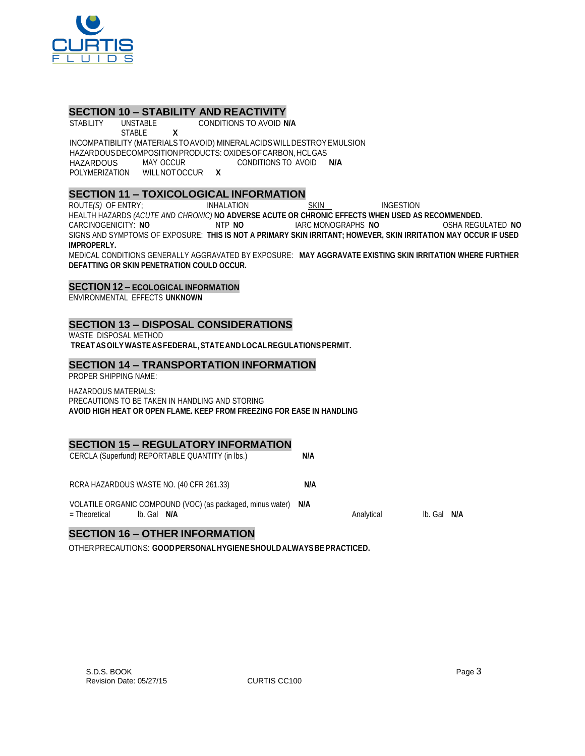## SECTION 10 – STABILITY AND REACTIVITY

| | | | |
|---|---|---|---|
| STABILITY | UNSTABLE | | CONDITIONS TO AVOID **N/A** |
| | STABLE | **X** | |

INCOMPATIBILITY (MATERIALS TO AVOID) MINERAL ACIDS WILL DESTROY EMULSION

HAZARDOUS DECOMPOSITION PRODUCTS: OXIDES OF CARBON, HCL GAS

| | | | |
|---|---|---|---|
| HAZARDOUS | MAY OCCUR | | CONDITIONS TO AVOID **N/A** |
| POLYMERIZATION | WILL NOT OCCUR | **X** | |

## SECTION 11 – TOXICOLOGICAL INFORMATION

ROUTE*(S)* OF ENTRY; INHALATION SKIN INGESTION

HEALTH HAZARDS *(ACUTE AND CHRONIC)* **NO ADVERSE ACUTE OR CHRONIC EFFECTS WHEN USED AS RECOMMENDED.**

CARCINOGENICITY: **NO** NTP **NO** IARC MONOGRAPHS **NO** OSHA REGULATED **NO**

SIGNS AND SYMPTOMS OF EXPOSURE: **THIS IS NOT A PRIMARY SKIN IRRITANT; HOWEVER, SKIN IRRITATION MAY OCCUR IF USED IMPROPERLY.**

MEDICAL CONDITIONS GENERALLY AGGRAVATED BY EXPOSURE: **MAY AGGRAVATE EXISTING SKIN IRRITATION WHERE FURTHER DEFATTING OR SKIN PENETRATION COULD OCCUR.**

## SECTION 12 – ECOLOGICAL INFORMATION

ENVIRONMENTAL EFFECTS **UNKNOWN**

## SECTION 13 – DISPOSAL CONSIDERATIONS

WASTE DISPOSAL METHOD

**TREAT AS OILY WASTE AS FEDERAL, STATE AND LOCAL REGULATIONS PERMIT.**

## SECTION 14 – TRANSPORTATION INFORMATION

PROPER SHIPPING NAME:

HAZARDOUS MATERIALS:

PRECAUTIONS TO BE TAKEN IN HANDLING AND STORING

**AVOID HIGH HEAT OR OPEN FLAME. KEEP FROM FREEZING FOR EASE IN HANDLING**

## SECTION 15 – REGULATORY INFORMATION

CERCLA (Superfund) REPORTABLE QUANTITY (in lbs.) **N/A**

RCRA HAZARDOUS WASTE NO. (40 CFR 261.33) **N/A**

VOLATILE ORGANIC COMPOUND (VOC) (as packaged, minus water) **N/A**

= Theoretical lb. Gal **N/A** Analytical lb. Gal **N/A**

## SECTION 16 – OTHER INFORMATION

OTHER PRECAUTIONS: **GOOD PERSONAL HYGIENE SHOULD ALWAYS BE PRACTICED.**

S.D.S. BOOK
Revision Date: 05/27/15

CURTIS CC100